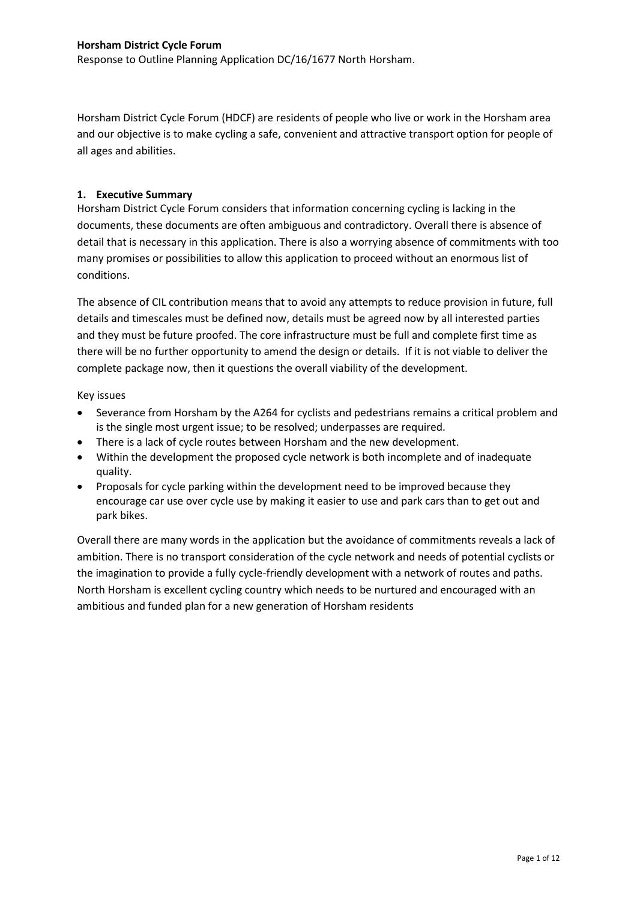**Horsham District Cycle Forum**

Response to Outline Planning Application DC/16/1677 North Horsham.

Horsham District Cycle Forum (HDCF) are residents of people who live or work in the Horsham area and our objective is to make cycling a safe, convenient and attractive transport option for people of all ages and abilities.

## 1. Executive Summary

Horsham District Cycle Forum considers that information concerning cycling is lacking in the documents, these documents are often ambiguous and contradictory. Overall there is absence of detail that is necessary in this application. There is also a worrying absence of commitments with too many promises or possibilities to allow this application to proceed without an enormous list of conditions.

The absence of CIL contribution means that to avoid any attempts to reduce provision in future, full details and timescales must be defined now, details must be agreed now by all interested parties and they must be future proofed. The core infrastructure must be full and complete first time as there will be no further opportunity to amend the design or details. If it is not viable to deliver the complete package now, then it questions the overall viability of the development.

Key issues

- Severance from Horsham by the A264 for cyclists and pedestrians remains a critical problem and is the single most urgent issue; to be resolved; underpasses are required.
- There is a lack of cycle routes between Horsham and the new development.
- Within the development the proposed cycle network is both incomplete and of inadequate quality.
- Proposals for cycle parking within the development need to be improved because they encourage car use over cycle use by making it easier to use and park cars than to get out and park bikes.

Overall there are many words in the application but the avoidance of commitments reveals a lack of ambition. There is no transport consideration of the cycle network and needs of potential cyclists or the imagination to provide a fully cycle-friendly development with a network of routes and paths. North Horsham is excellent cycling country which needs to be nurtured and encouraged with an ambitious and funded plan for a new generation of Horsham residents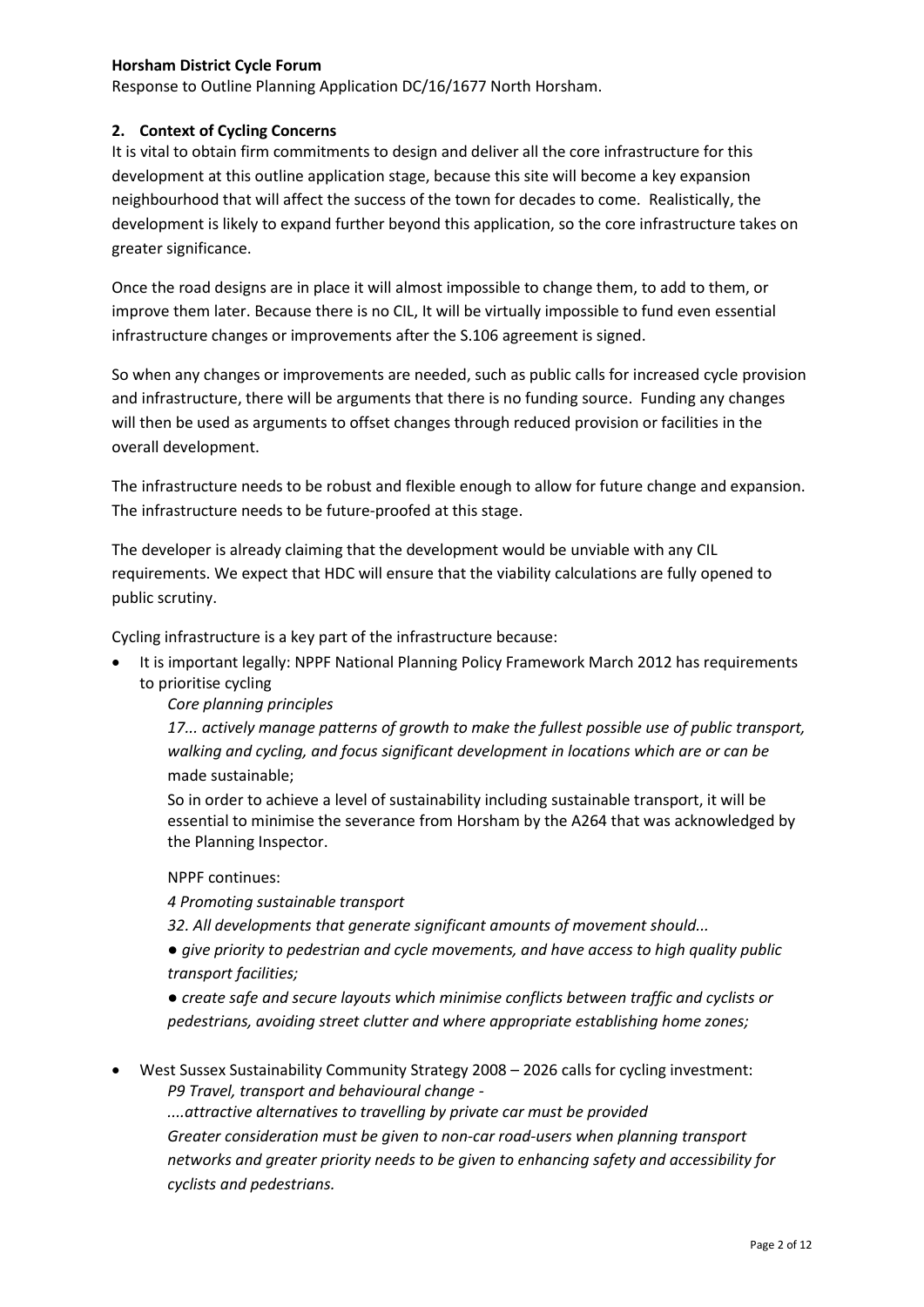**Horsham District Cycle Forum**

Response to Outline Planning Application DC/16/1677 North Horsham.

## 2. Context of Cycling Concerns

It is vital to obtain firm commitments to design and deliver all the core infrastructure for this development at this outline application stage, because this site will become a key expansion neighbourhood that will affect the success of the town for decades to come. Realistically, the development is likely to expand further beyond this application, so the core infrastructure takes on greater significance.

Once the road designs are in place it will almost impossible to change them, to add to them, or improve them later. Because there is no CIL, It will be virtually impossible to fund even essential infrastructure changes or improvements after the S.106 agreement is signed.

So when any changes or improvements are needed, such as public calls for increased cycle provision and infrastructure, there will be arguments that there is no funding source. Funding any changes will then be used as arguments to offset changes through reduced provision or facilities in the overall development.

The infrastructure needs to be robust and flexible enough to allow for future change and expansion. The infrastructure needs to be future-proofed at this stage.

The developer is already claiming that the development would be unviable with any CIL requirements. We expect that HDC will ensure that the viability calculations are fully opened to public scrutiny.

Cycling infrastructure is a key part of the infrastructure because:

- It is important legally: NPPF National Planning Policy Framework March 2012 has requirements to prioritise cycling

  *Core planning principles*

  *17... actively manage patterns of growth to make the fullest possible use of public transport, walking and cycling, and focus significant development in locations which are or can be* made sustainable;

  So in order to achieve a level of sustainability including sustainable transport, it will be essential to minimise the severance from Horsham by the A264 that was acknowledged by the Planning Inspector.

  NPPF continues:

  *4 Promoting sustainable transport*

  *32. All developments that generate significant amounts of movement should...*

  *● give priority to pedestrian and cycle movements, and have access to high quality public transport facilities;*

  *● create safe and secure layouts which minimise conflicts between traffic and cyclists or pedestrians, avoiding street clutter and where appropriate establishing home zones;*

- West Sussex Sustainability Community Strategy 2008 – 2026 calls for cycling investment:

  *P9 Travel, transport and behavioural change -*

  *....attractive alternatives to travelling by private car must be provided*

  *Greater consideration must be given to non-car road-users when planning transport networks and greater priority needs to be given to enhancing safety and accessibility for cyclists and pedestrians.*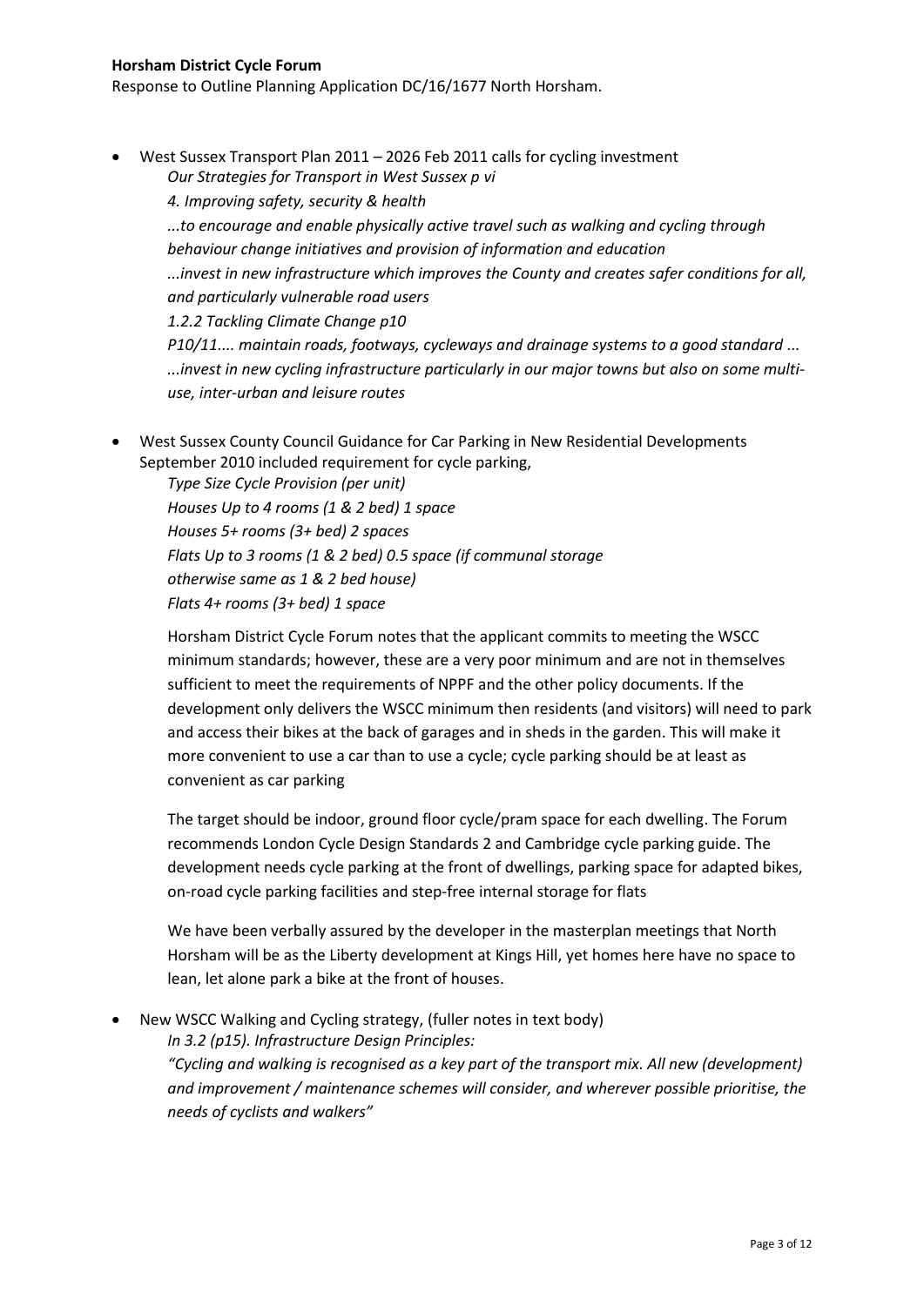**Horsham District Cycle Forum**

Response to Outline Planning Application DC/16/1677 North Horsham.

- West Sussex Transport Plan 2011 – 2026 Feb 2011 calls for cycling investment

  *Our Strategies for Transport in West Sussex p vi*

  *4. Improving safety, security & health*

  *...to encourage and enable physically active travel such as walking and cycling through behaviour change initiatives and provision of information and education*

  *...invest in new infrastructure which improves the County and creates safer conditions for all, and particularly vulnerable road users*

  *1.2.2 Tackling Climate Change p10*

  *P10/11.... maintain roads, footways, cycleways and drainage systems to a good standard ...*

  *...invest in new cycling infrastructure particularly in our major towns but also on some multi-use, inter-urban and leisure routes*

- West Sussex County Council Guidance for Car Parking in New Residential Developments September 2010 included requirement for cycle parking,

  *Type Size Cycle Provision (per unit)*

  *Houses Up to 4 rooms (1 & 2 bed) 1 space*

  *Houses 5+ rooms (3+ bed) 2 spaces*

  *Flats Up to 3 rooms (1 & 2 bed) 0.5 space (if communal storage otherwise same as 1 & 2 bed house)*

  *Flats 4+ rooms (3+ bed) 1 space*

  Horsham District Cycle Forum notes that the applicant commits to meeting the WSCC minimum standards; however, these are a very poor minimum and are not in themselves sufficient to meet the requirements of NPPF and the other policy documents. If the development only delivers the WSCC minimum then residents (and visitors) will need to park and access their bikes at the back of garages and in sheds in the garden. This will make it more convenient to use a car than to use a cycle; cycle parking should be at least as convenient as car parking

  The target should be indoor, ground floor cycle/pram space for each dwelling. The Forum recommends London Cycle Design Standards 2 and Cambridge cycle parking guide. The development needs cycle parking at the front of dwellings, parking space for adapted bikes, on-road cycle parking facilities and step-free internal storage for flats

  We have been verbally assured by the developer in the masterplan meetings that North Horsham will be as the Liberty development at Kings Hill, yet homes here have no space to lean, let alone park a bike at the front of houses.

- New WSCC Walking and Cycling strategy, (fuller notes in text body)

  *In 3.2 (p15). Infrastructure Design Principles:*

  *"Cycling and walking is recognised as a key part of the transport mix. All new (development) and improvement / maintenance schemes will consider, and wherever possible prioritise, the needs of cyclists and walkers"*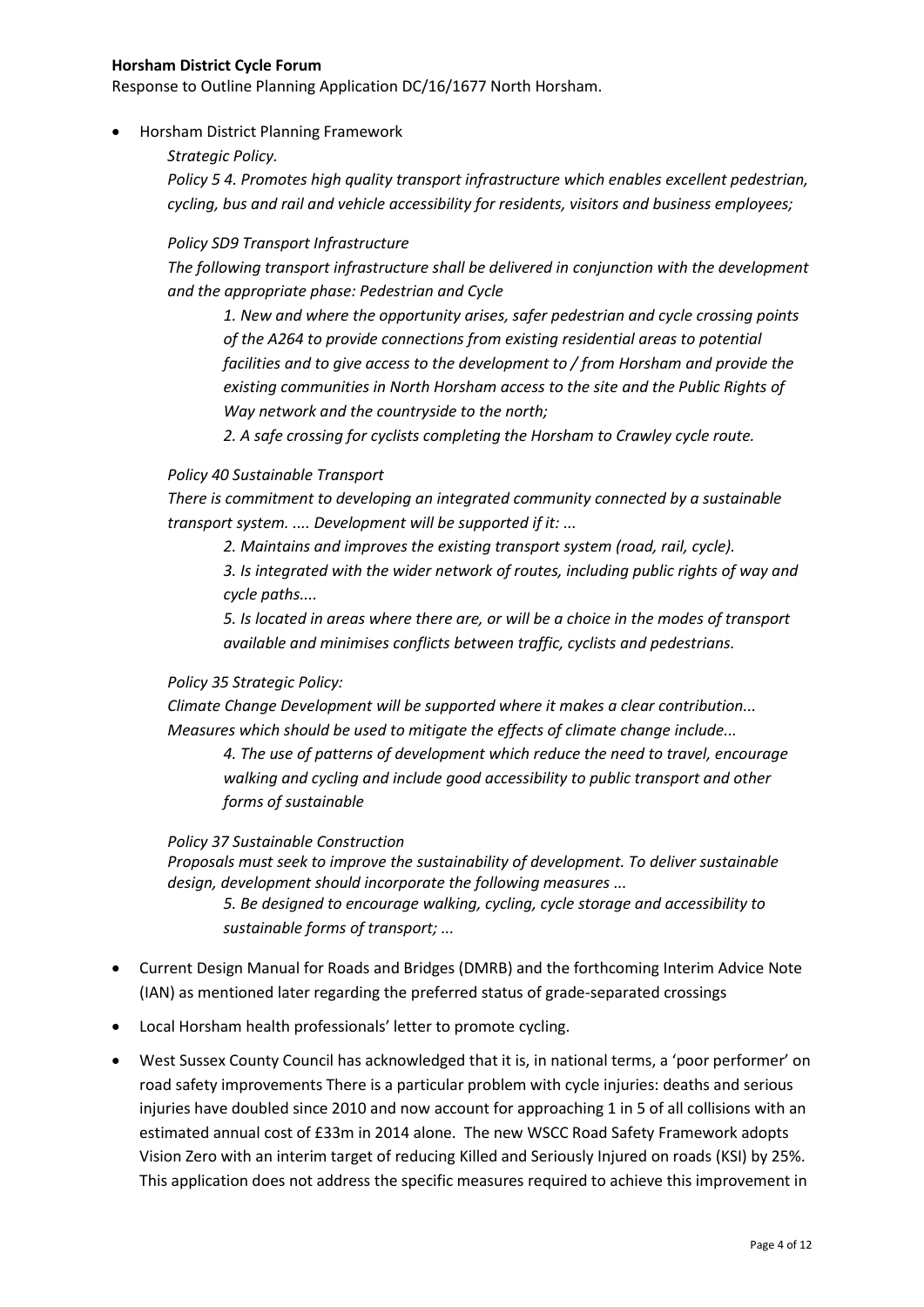- Horsham District Planning Framework

  *Strategic Policy.*

  *Policy 5 4. Promotes high quality transport infrastructure which enables excellent pedestrian, cycling, bus and rail and vehicle accessibility for residents, visitors and business employees;*

  *Policy SD9 Transport Infrastructure*

  *The following transport infrastructure shall be delivered in conjunction with the development and the appropriate phase: Pedestrian and Cycle*

  > *1. New and where the opportunity arises, safer pedestrian and cycle crossing points of the A264 to provide connections from existing residential areas to potential facilities and to give access to the development to / from Horsham and provide the existing communities in North Horsham access to the site and the Public Rights of Way network and the countryside to the north;*
  >
  > *2. A safe crossing for cyclists completing the Horsham to Crawley cycle route.*

  *Policy 40 Sustainable Transport*

  *There is commitment to developing an integrated community connected by a sustainable transport system. .... Development will be supported if it: ...*

  > *2. Maintains and improves the existing transport system (road, rail, cycle).*
  >
  > *3. Is integrated with the wider network of routes, including public rights of way and cycle paths....*
  >
  > *5. Is located in areas where there are, or will be a choice in the modes of transport available and minimises conflicts between traffic, cyclists and pedestrians.*

  *Policy 35 Strategic Policy:*

  *Climate Change Development will be supported where it makes a clear contribution... Measures which should be used to mitigate the effects of climate change include...*

  > *4. The use of patterns of development which reduce the need to travel, encourage walking and cycling and include good accessibility to public transport and other forms of sustainable*

  *Policy 37 Sustainable Construction*

  *Proposals must seek to improve the sustainability of development. To deliver sustainable design, development should incorporate the following measures ...*

  > *5. Be designed to encourage walking, cycling, cycle storage and accessibility to sustainable forms of transport; ...*

- Current Design Manual for Roads and Bridges (DMRB) and the forthcoming Interim Advice Note (IAN) as mentioned later regarding the preferred status of grade-separated crossings
- Local Horsham health professionals' letter to promote cycling.
- West Sussex County Council has acknowledged that it is, in national terms, a 'poor performer' on road safety improvements There is a particular problem with cycle injuries: deaths and serious injuries have doubled since 2010 and now account for approaching 1 in 5 of all collisions with an estimated annual cost of £33m in 2014 alone. The new WSCC Road Safety Framework adopts Vision Zero with an interim target of reducing Killed and Seriously Injured on roads (KSI) by 25%. This application does not address the specific measures required to achieve this improvement in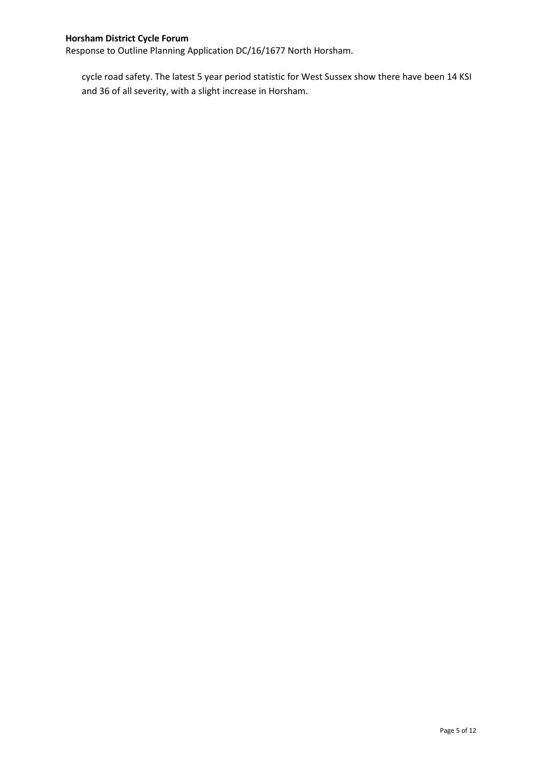cycle road safety. The latest 5 year period statistic for West Sussex show there have been 14 KSI and 36 of all severity, with a slight increase in Horsham.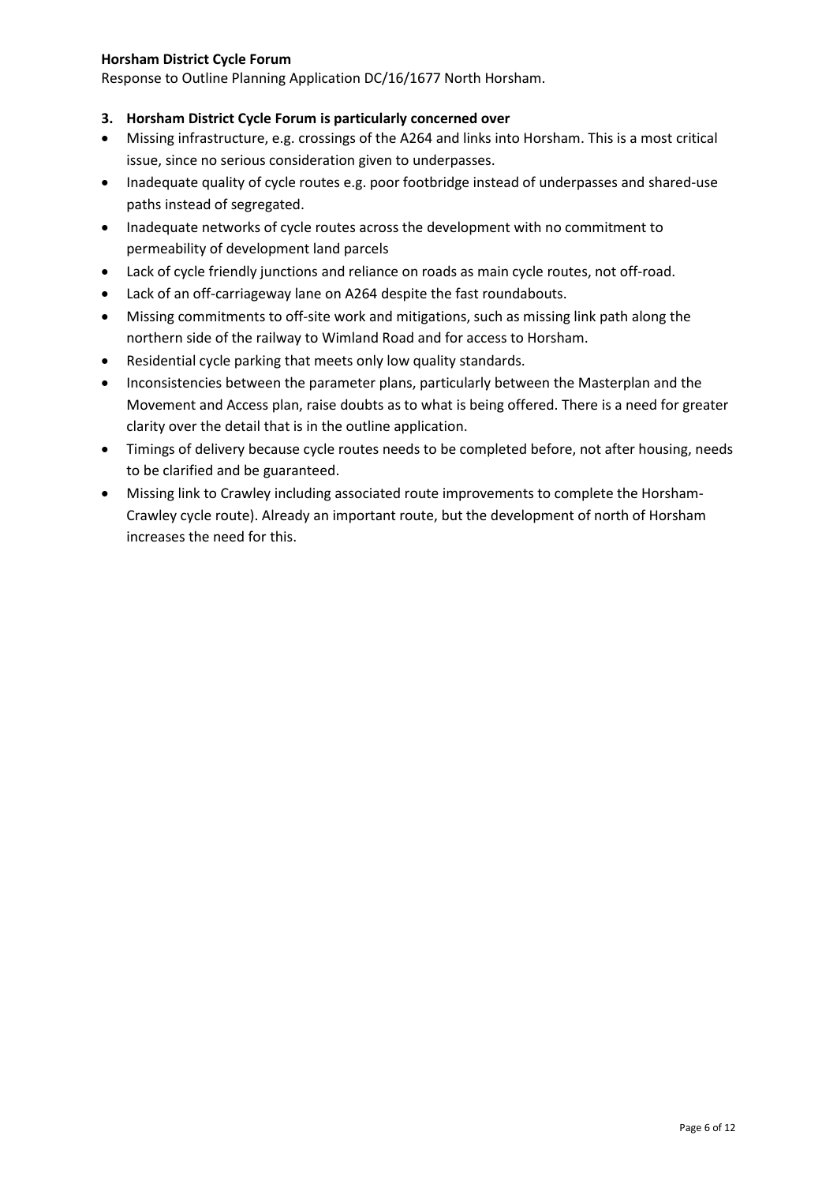### 3. Horsham District Cycle Forum is particularly concerned over

- Missing infrastructure, e.g. crossings of the A264 and links into Horsham. This is a most critical issue, since no serious consideration given to underpasses.
- Inadequate quality of cycle routes e.g. poor footbridge instead of underpasses and shared-use paths instead of segregated.
- Inadequate networks of cycle routes across the development with no commitment to permeability of development land parcels
- Lack of cycle friendly junctions and reliance on roads as main cycle routes, not off-road.
- Lack of an off-carriageway lane on A264 despite the fast roundabouts.
- Missing commitments to off-site work and mitigations, such as missing link path along the northern side of the railway to Wimland Road and for access to Horsham.
- Residential cycle parking that meets only low quality standards.
- Inconsistencies between the parameter plans, particularly between the Masterplan and the Movement and Access plan, raise doubts as to what is being offered. There is a need for greater clarity over the detail that is in the outline application.
- Timings of delivery because cycle routes needs to be completed before, not after housing, needs to be clarified and be guaranteed.
- Missing link to Crawley including associated route improvements to complete the Horsham-Crawley cycle route). Already an important route, but the development of north of Horsham increases the need for this.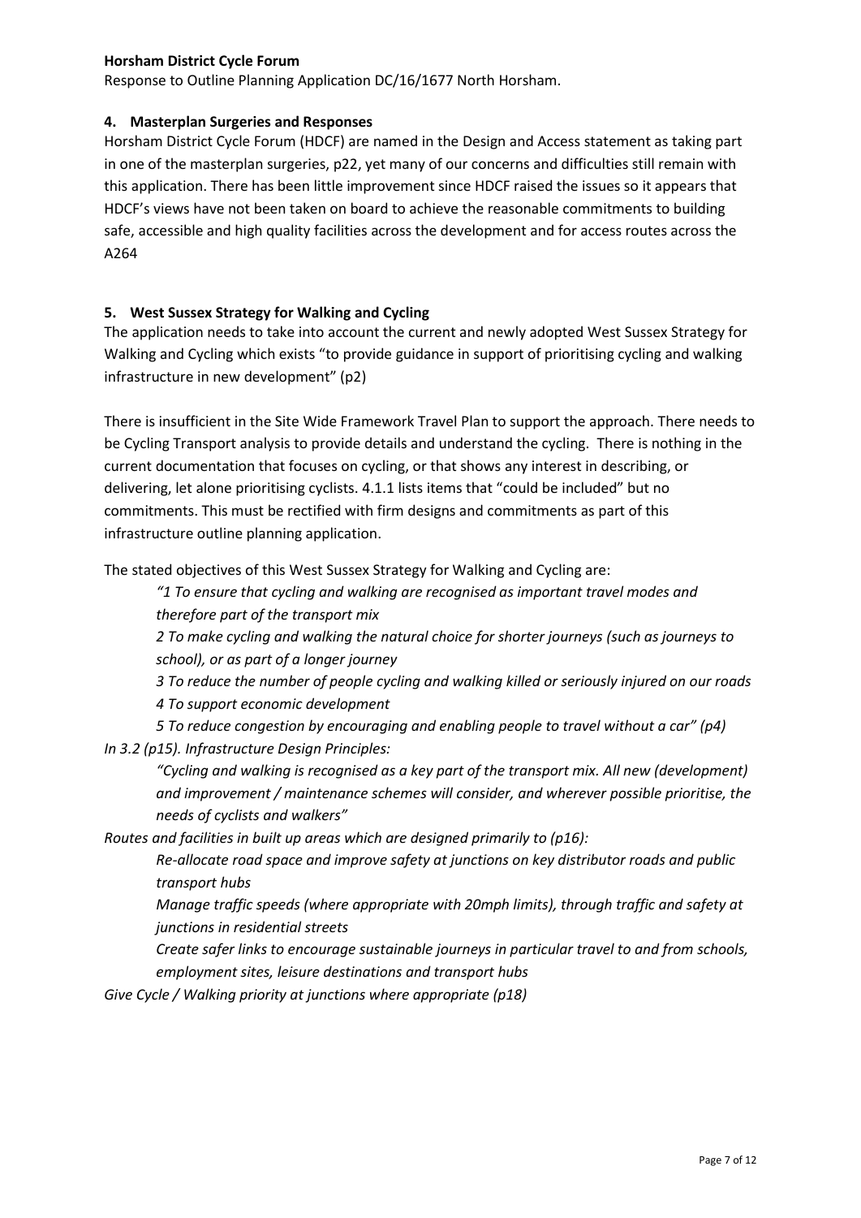**Horsham District Cycle Forum**

Response to Outline Planning Application DC/16/1677 North Horsham.

## 4. Masterplan Surgeries and Responses

Horsham District Cycle Forum (HDCF) are named in the Design and Access statement as taking part in one of the masterplan surgeries, p22, yet many of our concerns and difficulties still remain with this application. There has been little improvement since HDCF raised the issues so it appears that HDCF's views have not been taken on board to achieve the reasonable commitments to building safe, accessible and high quality facilities across the development and for access routes across the A264

## 5. West Sussex Strategy for Walking and Cycling

The application needs to take into account the current and newly adopted West Sussex Strategy for Walking and Cycling which exists "to provide guidance in support of prioritising cycling and walking infrastructure in new development" (p2)

There is insufficient in the Site Wide Framework Travel Plan to support the approach. There needs to be Cycling Transport analysis to provide details and understand the cycling. There is nothing in the current documentation that focuses on cycling, or that shows any interest in describing, or delivering, let alone prioritising cyclists. 4.1.1 lists items that "could be included" but no commitments. This must be rectified with firm designs and commitments as part of this infrastructure outline planning application.

The stated objectives of this West Sussex Strategy for Walking and Cycling are:

> *"1 To ensure that cycling and walking are recognised as important travel modes and therefore part of the transport mix*
>
> *2 To make cycling and walking the natural choice for shorter journeys (such as journeys to school), or as part of a longer journey*
>
> *3 To reduce the number of people cycling and walking killed or seriously injured on our roads*
>
> *4 To support economic development*
>
> *5 To reduce congestion by encouraging and enabling people to travel without a car" (p4)*

*In 3.2 (p15). Infrastructure Design Principles:*

> *"Cycling and walking is recognised as a key part of the transport mix. All new (development) and improvement / maintenance schemes will consider, and wherever possible prioritise, the needs of cyclists and walkers"*

*Routes and facilities in built up areas which are designed primarily to (p16):*

> *Re-allocate road space and improve safety at junctions on key distributor roads and public transport hubs*
>
> *Manage traffic speeds (where appropriate with 20mph limits), through traffic and safety at junctions in residential streets*
>
> *Create safer links to encourage sustainable journeys in particular travel to and from schools, employment sites, leisure destinations and transport hubs*

*Give Cycle / Walking priority at junctions where appropriate (p18)*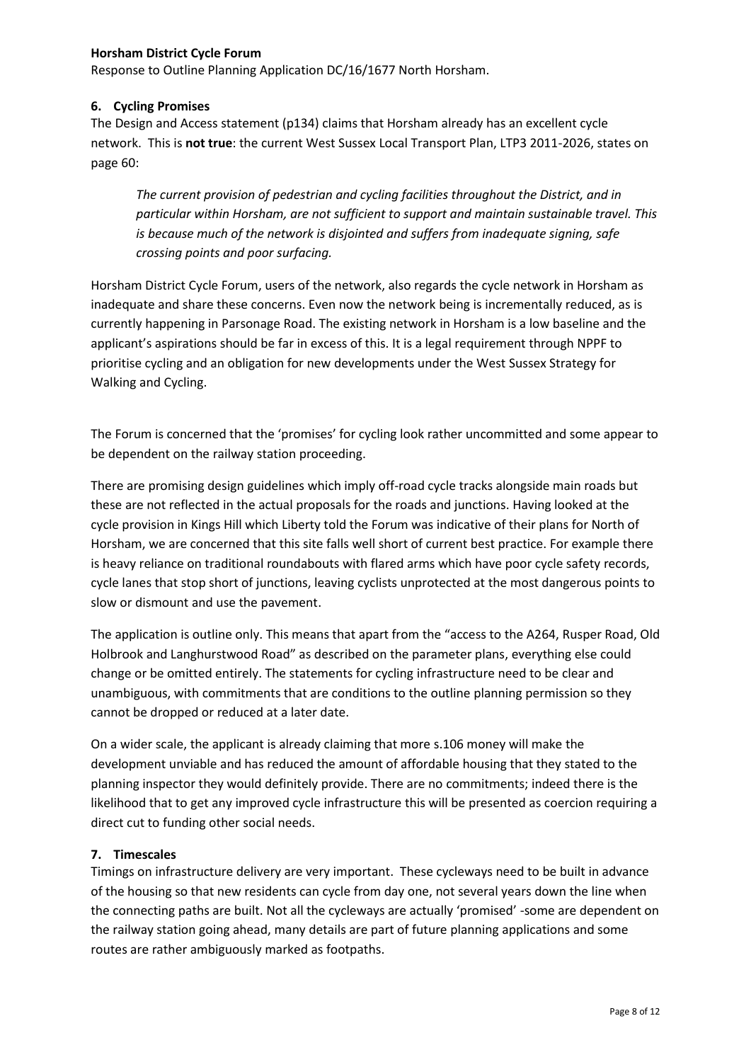**Horsham District Cycle Forum**

Response to Outline Planning Application DC/16/1677 North Horsham.

## 6. Cycling Promises

The Design and Access statement (p134) claims that Horsham already has an excellent cycle network. This is **not true**: the current West Sussex Local Transport Plan, LTP3 2011-2026, states on page 60:

> *The current provision of pedestrian and cycling facilities throughout the District, and in particular within Horsham, are not sufficient to support and maintain sustainable travel. This is because much of the network is disjointed and suffers from inadequate signing, safe crossing points and poor surfacing.*

Horsham District Cycle Forum, users of the network, also regards the cycle network in Horsham as inadequate and share these concerns. Even now the network being is incrementally reduced, as is currently happening in Parsonage Road. The existing network in Horsham is a low baseline and the applicant's aspirations should be far in excess of this. It is a legal requirement through NPPF to prioritise cycling and an obligation for new developments under the West Sussex Strategy for Walking and Cycling.

The Forum is concerned that the 'promises' for cycling look rather uncommitted and some appear to be dependent on the railway station proceeding.

There are promising design guidelines which imply off-road cycle tracks alongside main roads but these are not reflected in the actual proposals for the roads and junctions. Having looked at the cycle provision in Kings Hill which Liberty told the Forum was indicative of their plans for North of Horsham, we are concerned that this site falls well short of current best practice. For example there is heavy reliance on traditional roundabouts with flared arms which have poor cycle safety records, cycle lanes that stop short of junctions, leaving cyclists unprotected at the most dangerous points to slow or dismount and use the pavement.

The application is outline only. This means that apart from the "access to the A264, Rusper Road, Old Holbrook and Langhurstwood Road" as described on the parameter plans, everything else could change or be omitted entirely. The statements for cycling infrastructure need to be clear and unambiguous, with commitments that are conditions to the outline planning permission so they cannot be dropped or reduced at a later date.

On a wider scale, the applicant is already claiming that more s.106 money will make the development unviable and has reduced the amount of affordable housing that they stated to the planning inspector they would definitely provide. There are no commitments; indeed there is the likelihood that to get any improved cycle infrastructure this will be presented as coercion requiring a direct cut to funding other social needs.

## 7. Timescales

Timings on infrastructure delivery are very important. These cycleways need to be built in advance of the housing so that new residents can cycle from day one, not several years down the line when the connecting paths are built. Not all the cycleways are actually 'promised' -some are dependent on the railway station going ahead, many details are part of future planning applications and some routes are rather ambiguously marked as footpaths.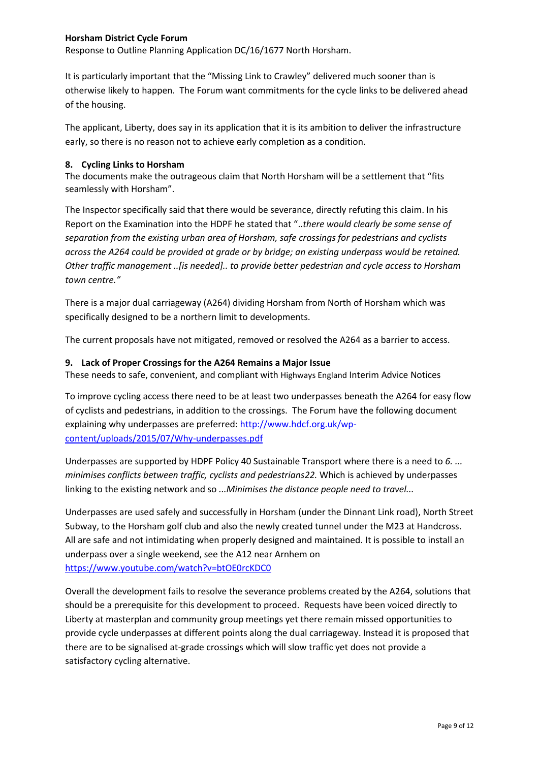**Horsham District Cycle Forum**

Response to Outline Planning Application DC/16/1677 North Horsham.

It is particularly important that the "Missing Link to Crawley" delivered much sooner than is otherwise likely to happen. The Forum want commitments for the cycle links to be delivered ahead of the housing.

The applicant, Liberty, does say in its application that it is its ambition to deliver the infrastructure early, so there is no reason not to achieve early completion as a condition.

## 8. Cycling Links to Horsham

The documents make the outrageous claim that North Horsham will be a settlement that "fits seamlessly with Horsham".

The Inspector specifically said that there would be severance, directly refuting this claim. In his Report on the Examination into the HDPF he stated that "..*there would clearly be some sense of separation from the existing urban area of Horsham, safe crossings for pedestrians and cyclists across the A264 could be provided at grade or by bridge; an existing underpass would be retained. Other traffic management ..[is needed].. to provide better pedestrian and cycle access to Horsham town centre."*

There is a major dual carriageway (A264) dividing Horsham from North of Horsham which was specifically designed to be a northern limit to developments.

The current proposals have not mitigated, removed or resolved the A264 as a barrier to access.

## 9. Lack of Proper Crossings for the A264 Remains a Major Issue

These needs to safe, convenient, and compliant with Highways England Interim Advice Notices

To improve cycling access there need to be at least two underpasses beneath the A264 for easy flow of cyclists and pedestrians, in addition to the crossings. The Forum have the following document explaining why underpasses are preferred: [http://www.hdcf.org.uk/wp-content/uploads/2015/07/Why-underpasses.pdf](http://www.hdcf.org.uk/wp-content/uploads/2015/07/Why-underpasses.pdf)

Underpasses are supported by HDPF Policy 40 Sustainable Transport where there is a need to *6. ... minimises conflicts between traffic, cyclists and pedestrians22.* Which is achieved by underpasses linking to the existing network and so *...Minimises the distance people need to travel...*

Underpasses are used safely and successfully in Horsham (under the Dinnant Link road), North Street Subway, to the Horsham golf club and also the newly created tunnel under the M23 at Handcross. All are safe and not intimidating when properly designed and maintained. It is possible to install an underpass over a single weekend, see the A12 near Arnhem on [https://www.youtube.com/watch?v=btOE0rcKDC0](https://www.youtube.com/watch?v=btOE0rcKDC0)

Overall the development fails to resolve the severance problems created by the A264, solutions that should be a prerequisite for this development to proceed. Requests have been voiced directly to Liberty at masterplan and community group meetings yet there remain missed opportunities to provide cycle underpasses at different points along the dual carriageway. Instead it is proposed that there are to be signalised at-grade crossings which will slow traffic yet does not provide a satisfactory cycling alternative.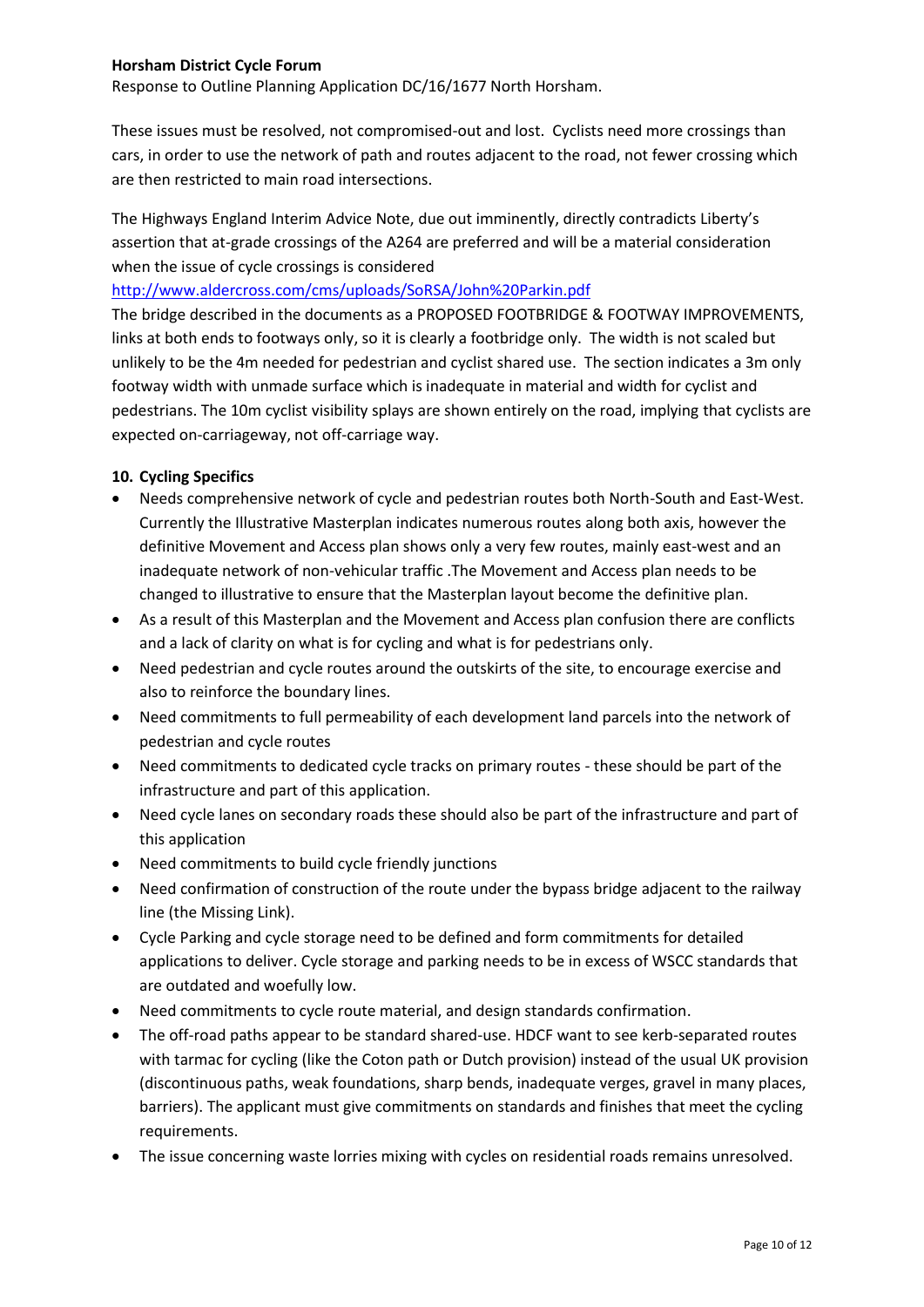These issues must be resolved, not compromised-out and lost. Cyclists need more crossings than cars, in order to use the network of path and routes adjacent to the road, not fewer crossing which are then restricted to main road intersections.

The Highways England Interim Advice Note, due out imminently, directly contradicts Liberty's assertion that at-grade crossings of the A264 are preferred and will be a material consideration when the issue of cycle crossings is considered
[http://www.aldercross.com/cms/uploads/SoRSA/John%20Parkin.pdf](http://www.aldercross.com/cms/uploads/SoRSA/John%20Parkin.pdf)
The bridge described in the documents as a PROPOSED FOOTBRIDGE & FOOTWAY IMPROVEMENTS, links at both ends to footways only, so it is clearly a footbridge only. The width is not scaled but unlikely to be the 4m needed for pedestrian and cyclist shared use. The section indicates a 3m only footway width with unmade surface which is inadequate in material and width for cyclist and pedestrians. The 10m cyclist visibility splays are shown entirely on the road, implying that cyclists are expected on-carriageway, not off-carriage way.

**10. Cycling Specifics**

- Needs comprehensive network of cycle and pedestrian routes both North-South and East-West. Currently the Illustrative Masterplan indicates numerous routes along both axis, however the definitive Movement and Access plan shows only a very few routes, mainly east-west and an inadequate network of non-vehicular traffic .The Movement and Access plan needs to be changed to illustrative to ensure that the Masterplan layout become the definitive plan.
- As a result of this Masterplan and the Movement and Access plan confusion there are conflicts and a lack of clarity on what is for cycling and what is for pedestrians only.
- Need pedestrian and cycle routes around the outskirts of the site, to encourage exercise and also to reinforce the boundary lines.
- Need commitments to full permeability of each development land parcels into the network of pedestrian and cycle routes
- Need commitments to dedicated cycle tracks on primary routes - these should be part of the infrastructure and part of this application.
- Need cycle lanes on secondary roads these should also be part of the infrastructure and part of this application
- Need commitments to build cycle friendly junctions
- Need confirmation of construction of the route under the bypass bridge adjacent to the railway line (the Missing Link).
- Cycle Parking and cycle storage need to be defined and form commitments for detailed applications to deliver. Cycle storage and parking needs to be in excess of WSCC standards that are outdated and woefully low.
- Need commitments to cycle route material, and design standards confirmation.
- The off-road paths appear to be standard shared-use. HDCF want to see kerb-separated routes with tarmac for cycling (like the Coton path or Dutch provision) instead of the usual UK provision (discontinuous paths, weak foundations, sharp bends, inadequate verges, gravel in many places, barriers). The applicant must give commitments on standards and finishes that meet the cycling requirements.
- The issue concerning waste lorries mixing with cycles on residential roads remains unresolved.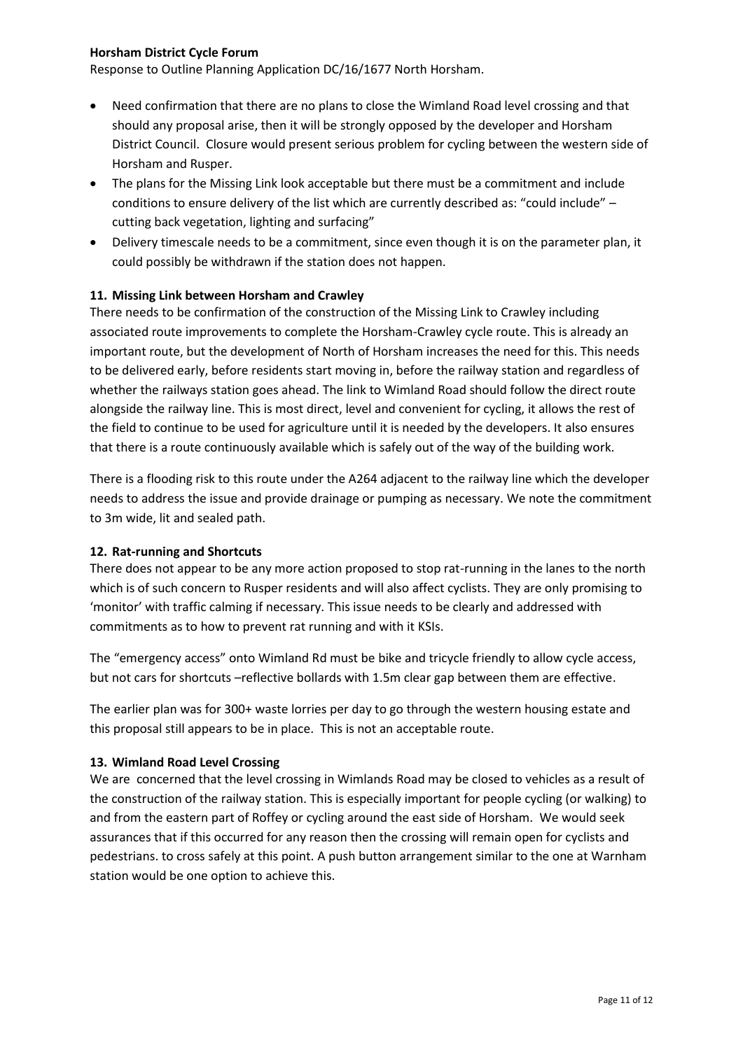**Horsham District Cycle Forum**

Response to Outline Planning Application DC/16/1677 North Horsham.

- Need confirmation that there are no plans to close the Wimland Road level crossing and that should any proposal arise, then it will be strongly opposed by the developer and Horsham District Council. Closure would present serious problem for cycling between the western side of Horsham and Rusper.
- The plans for the Missing Link look acceptable but there must be a commitment and include conditions to ensure delivery of the list which are currently described as: "could include" – cutting back vegetation, lighting and surfacing"
- Delivery timescale needs to be a commitment, since even though it is on the parameter plan, it could possibly be withdrawn if the station does not happen.

### 11. Missing Link between Horsham and Crawley

There needs to be confirmation of the construction of the Missing Link to Crawley including associated route improvements to complete the Horsham-Crawley cycle route. This is already an important route, but the development of North of Horsham increases the need for this. This needs to be delivered early, before residents start moving in, before the railway station and regardless of whether the railways station goes ahead. The link to Wimland Road should follow the direct route alongside the railway line. This is most direct, level and convenient for cycling, it allows the rest of the field to continue to be used for agriculture until it is needed by the developers. It also ensures that there is a route continuously available which is safely out of the way of the building work.

There is a flooding risk to this route under the A264 adjacent to the railway line which the developer needs to address the issue and provide drainage or pumping as necessary. We note the commitment to 3m wide, lit and sealed path.

### 12. Rat-running and Shortcuts

There does not appear to be any more action proposed to stop rat-running in the lanes to the north which is of such concern to Rusper residents and will also affect cyclists. They are only promising to 'monitor' with traffic calming if necessary. This issue needs to be clearly and addressed with commitments as to how to prevent rat running and with it KSIs.

The "emergency access" onto Wimland Rd must be bike and tricycle friendly to allow cycle access, but not cars for shortcuts –reflective bollards with 1.5m clear gap between them are effective.

The earlier plan was for 300+ waste lorries per day to go through the western housing estate and this proposal still appears to be in place. This is not an acceptable route.

### 13. Wimland Road Level Crossing

We are concerned that the level crossing in Wimlands Road may be closed to vehicles as a result of the construction of the railway station. This is especially important for people cycling (or walking) to and from the eastern part of Roffey or cycling around the east side of Horsham. We would seek assurances that if this occurred for any reason then the crossing will remain open for cyclists and pedestrians. to cross safely at this point. A push button arrangement similar to the one at Warnham station would be one option to achieve this.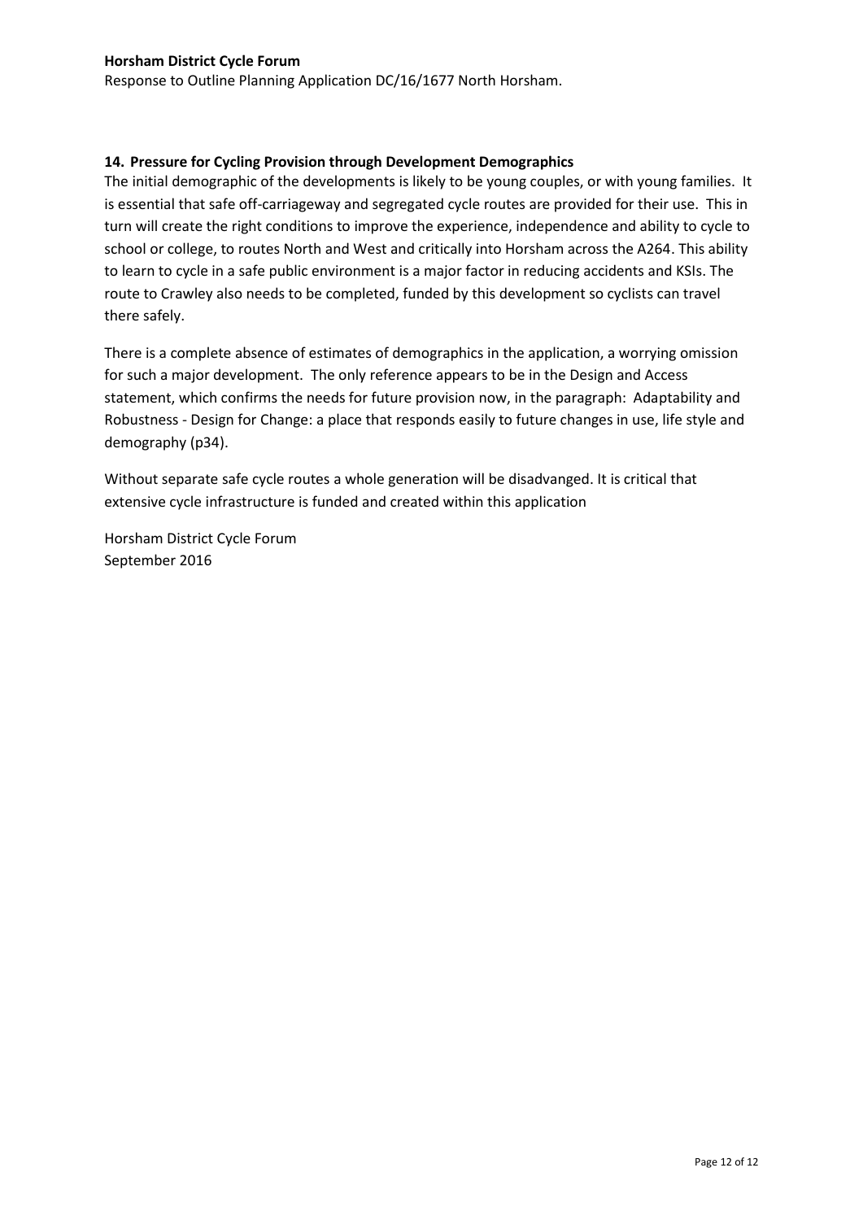## 14. Pressure for Cycling Provision through Development Demographics

The initial demographic of the developments is likely to be young couples, or with young families. It is essential that safe off-carriageway and segregated cycle routes are provided for their use. This in turn will create the right conditions to improve the experience, independence and ability to cycle to school or college, to routes North and West and critically into Horsham across the A264. This ability to learn to cycle in a safe public environment is a major factor in reducing accidents and KSIs. The route to Crawley also needs to be completed, funded by this development so cyclists can travel there safely.

There is a complete absence of estimates of demographics in the application, a worrying omission for such a major development. The only reference appears to be in the Design and Access statement, which confirms the needs for future provision now, in the paragraph: Adaptability and Robustness - Design for Change: a place that responds easily to future changes in use, life style and demography (p34).

Without separate safe cycle routes a whole generation will be disadvanged. It is critical that extensive cycle infrastructure is funded and created within this application

Horsham District Cycle Forum
September 2016